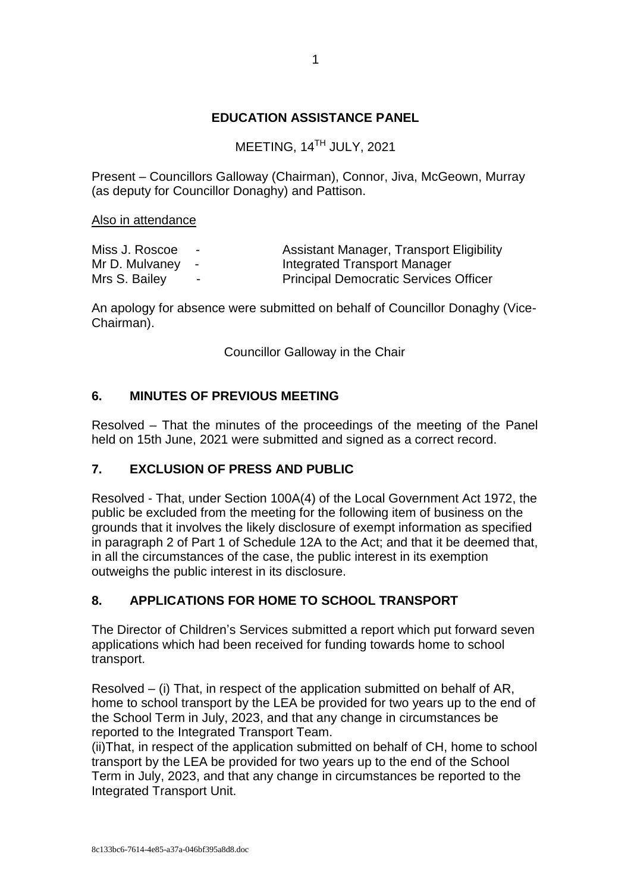# EDUCATION ASSISTANCE PANEL

MEETING, 14TH JULY, 2021

Present – Councillors Galloway (Chairman), Connor, Jiva, McGeown, Murray (as deputy for Councillor Donaghy) and Pattison.

Also in attendance

| | | |
|---|---|---|
| Miss J. Roscoe | - | Assistant Manager, Transport Eligibility |
| Mr D. Mulvaney | - | Integrated Transport Manager |
| Mrs S. Bailey | - | Principal Democratic Services Officer |

An apology for absence were submitted on behalf of Councillor Donaghy (Vice-Chairman).

Councillor Galloway in the Chair

## 6. MINUTES OF PREVIOUS MEETING

Resolved – That the minutes of the proceedings of the meeting of the Panel held on 15th June, 2021 were submitted and signed as a correct record.

## 7. EXCLUSION OF PRESS AND PUBLIC

Resolved - That, under Section 100A(4) of the Local Government Act 1972, the public be excluded from the meeting for the following item of business on the grounds that it involves the likely disclosure of exempt information as specified in paragraph 2 of Part 1 of Schedule 12A to the Act; and that it be deemed that, in all the circumstances of the case, the public interest in its exemption outweighs the public interest in its disclosure.

## 8. APPLICATIONS FOR HOME TO SCHOOL TRANSPORT

The Director of Children's Services submitted a report which put forward seven applications which had been received for funding towards home to school transport.

Resolved – (i) That, in respect of the application submitted on behalf of AR, home to school transport by the LEA be provided for two years up to the end of the School Term in July, 2023, and that any change in circumstances be reported to the Integrated Transport Team.

(ii)That, in respect of the application submitted on behalf of CH, home to school transport by the LEA be provided for two years up to the end of the School Term in July, 2023, and that any change in circumstances be reported to the Integrated Transport Unit.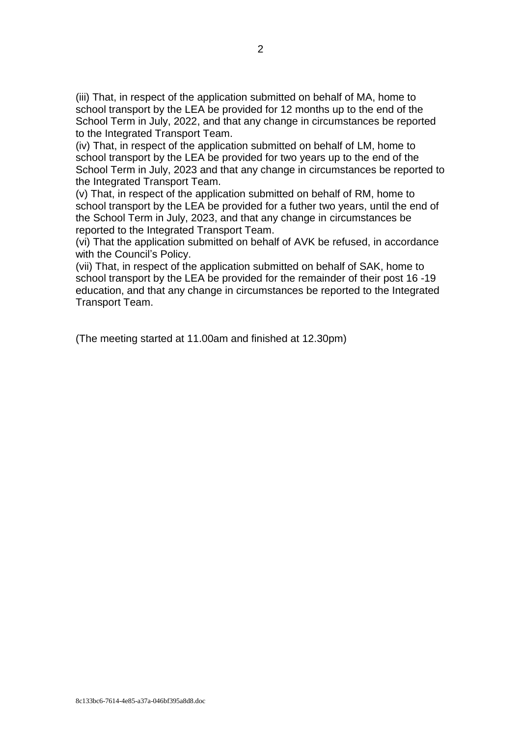(iii) That, in respect of the application submitted on behalf of MA, home to school transport by the LEA be provided for 12 months up to the end of the School Term in July, 2022, and that any change in circumstances be reported to the Integrated Transport Team.

(iv) That, in respect of the application submitted on behalf of LM, home to school transport by the LEA be provided for two years up to the end of the School Term in July, 2023 and that any change in circumstances be reported to the Integrated Transport Team.

(v) That, in respect of the application submitted on behalf of RM, home to school transport by the LEA be provided for a futher two years, until the end of the School Term in July, 2023, and that any change in circumstances be reported to the Integrated Transport Team.

(vi) That the application submitted on behalf of AVK be refused, in accordance with the Council's Policy.

(vii) That, in respect of the application submitted on behalf of SAK, home to school transport by the LEA be provided for the remainder of their post 16 -19 education, and that any change in circumstances be reported to the Integrated Transport Team.

(The meeting started at 11.00am and finished at 12.30pm)